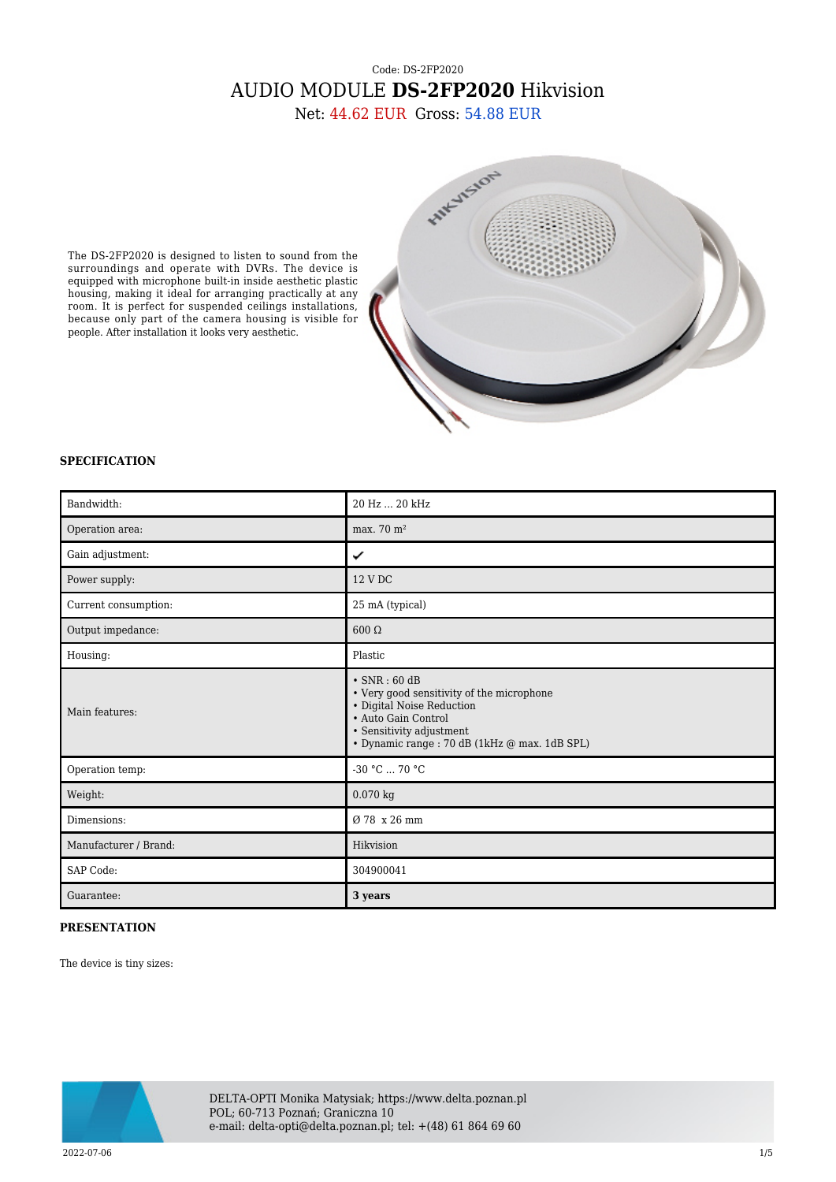Code: DS-2FP2020

# AUDIO MODULE **DS-2FP2020** Hikvision

Net: 44.62 EUR Gross: 54.88 EUR

The DS-2FP2020 is designed to listen to sound from the surroundings and operate with DVRs. The device is equipped with microphone built-in inside aesthetic plastic housing, making it ideal for arranging practically at any room. It is perfect for suspended ceilings installations, because only part of the camera housing is visible for people. After installation it looks very aesthetic.

### SPECIFICATION

| | |
|---|---|
| Bandwidth: | 20 Hz ... 20 kHz |
| Operation area: | max. 70 m² |
| Gain adjustment: | ✔ |
| Power supply: | 12 V DC |
| Current consumption: | 25 mA (typical) |
| Output impedance: | 600 Ω |
| Housing: | Plastic |
| Main features: | • SNR : 60 dB<br>• Very good sensitivity of the microphone<br>• Digital Noise Reduction<br>• Auto Gain Control<br>• Sensitivity adjustment<br>• Dynamic range : 70 dB (1kHz @ max. 1dB SPL) |
| Operation temp: | -30 °C ... 70 °C |
| Weight: | 0.070 kg |
| Dimensions: | Ø 78 x 26 mm |
| Manufacturer / Brand: | Hikvision |
| SAP Code: | 304900041 |
| Guarantee: | **3 years** |

### PRESENTATION

The device is tiny sizes:

DELTA-OPTI Monika Matysiak; https://www.delta.poznan.pl
POL; 60-713 Poznań; Graniczna 10
e-mail: delta-opti@delta.poznan.pl; tel: +(48) 61 864 69 60

2022-07-06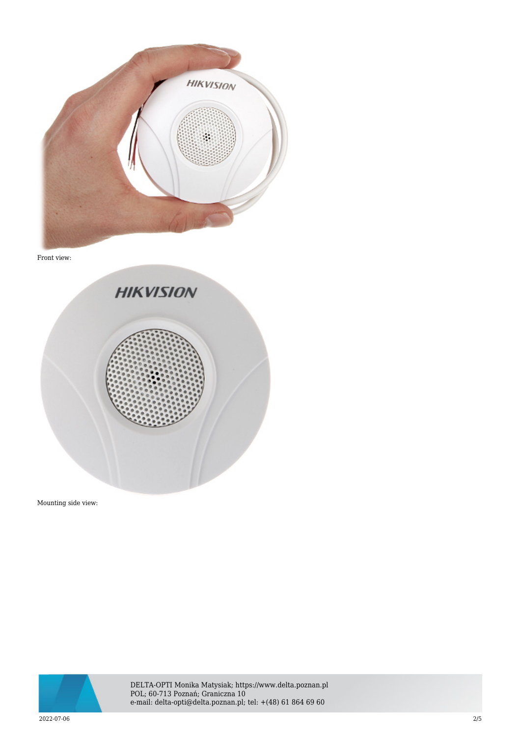Front view:

Mounting side view: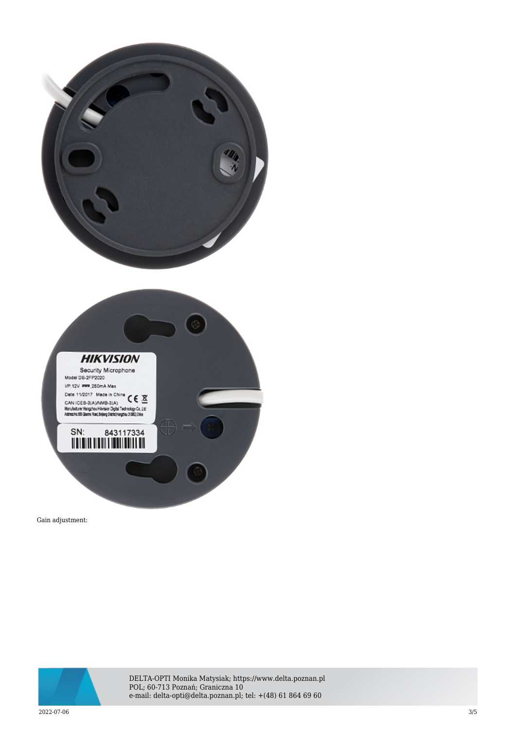Gain adjustment: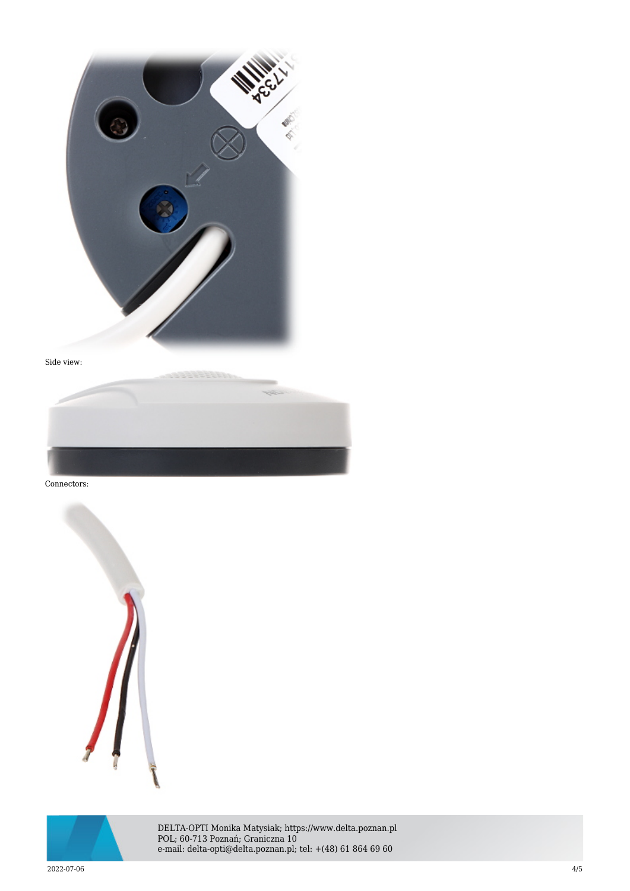Side view:

Connectors: